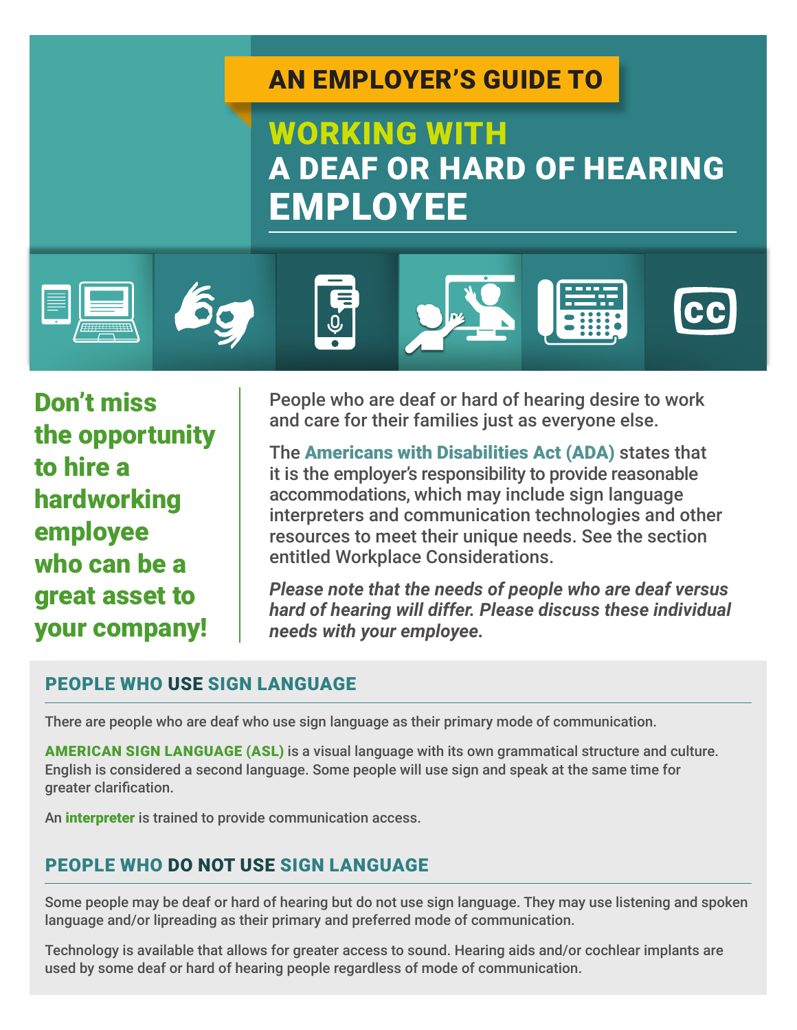AN EMPLOYER'S GUIDE TO

# WORKING WITH A DEAF OR HARD OF HEARING EMPLOYEE

**Don't miss the opportunity to hire a hardworking employee who can be a great asset to your company!**

People who are deaf or hard of hearing desire to work and care for their families just as everyone else.

The **Americans with Disabilities Act (ADA)** states that it is the employer's responsibility to provide reasonable accommodations, which may include sign language interpreters and communication technologies and other resources to meet their unique needs. See the section entitled Workplace Considerations.

***Please note that the needs of people who are deaf versus hard of hearing will differ. Please discuss these individual needs with your employee.***

## PEOPLE WHO USE SIGN LANGUAGE

There are people who are deaf who use sign language as their primary mode of communication.

**AMERICAN SIGN LANGUAGE (ASL)** is a visual language with its own grammatical structure and culture. English is considered a second language. Some people will use sign and speak at the same time for greater clarification.

An **interpreter** is trained to provide communication access.

## PEOPLE WHO DO NOT USE SIGN LANGUAGE

Some people may be deaf or hard of hearing but do not use sign language. They may use listening and spoken language and/or lipreading as their primary and preferred mode of communication.

Technology is available that allows for greater access to sound. Hearing aids and/or cochlear implants are used by some deaf or hard of hearing people regardless of mode of communication.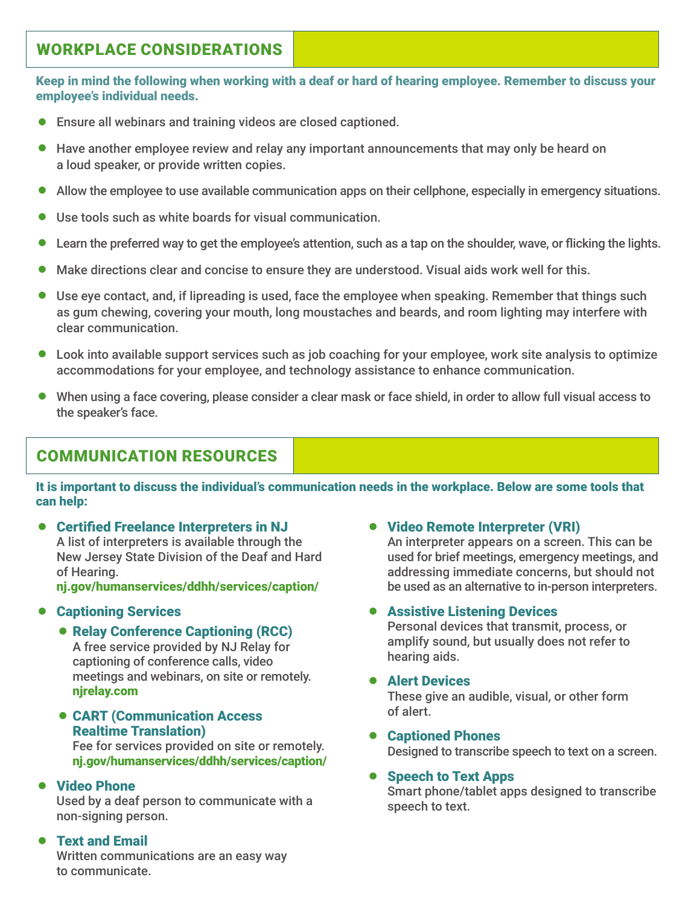## WORKPLACE CONSIDERATIONS

**Keep in mind the following when working with a deaf or hard of hearing employee. Remember to discuss your employee's individual needs.**

- Ensure all webinars and training videos are closed captioned.
- Have another employee review and relay any important announcements that may only be heard on a loud speaker, or provide written copies.
- Allow the employee to use available communication apps on their cellphone, especially in emergency situations.
- Use tools such as white boards for visual communication.
- Learn the preferred way to get the employee's attention, such as a tap on the shoulder, wave, or flicking the lights.
- Make directions clear and concise to ensure they are understood. Visual aids work well for this.
- Use eye contact, and, if lipreading is used, face the employee when speaking. Remember that things such as gum chewing, covering your mouth, long moustaches and beards, and room lighting may interfere with clear communication.
- Look into available support services such as job coaching for your employee, work site analysis to optimize accommodations for your employee, and technology assistance to enhance communication.
- When using a face covering, please consider a clear mask or face shield, in order to allow full visual access to the speaker's face.

## COMMUNICATION RESOURCES

**It is important to discuss the individual's communication needs in the workplace. Below are some tools that can help:**

- **Certified Freelance Interpreters in NJ**
  A list of interpreters is available through the New Jersey State Division of the Deaf and Hard of Hearing.
  **nj.gov/humanservices/ddhh/services/caption/**
- **Captioning Services**
  - **Relay Conference Captioning (RCC)**
    A free service provided by NJ Relay for captioning of conference calls, video meetings and webinars, on site or remotely.
    **njrelay.com**
  - **CART (Communication Access Realtime Translation)**
    Fee for services provided on site or remotely.
    **nj.gov/humanservices/ddhh/services/caption/**
- **Video Phone**
  Used by a deaf person to communicate with a non-signing person.
- **Text and Email**
  Written communications are an easy way to communicate.
- **Video Remote Interpreter (VRI)**
  An interpreter appears on a screen. This can be used for brief meetings, emergency meetings, and addressing immediate concerns, but should not be used as an alternative to in-person interpreters.
- **Assistive Listening Devices**
  Personal devices that transmit, process, or amplify sound, but usually does not refer to hearing aids.
- **Alert Devices**
  These give an audible, visual, or other form of alert.
- **Captioned Phones**
  Designed to transcribe speech to text on a screen.
- **Speech to Text Apps**
  Smart phone/tablet apps designed to transcribe speech to text.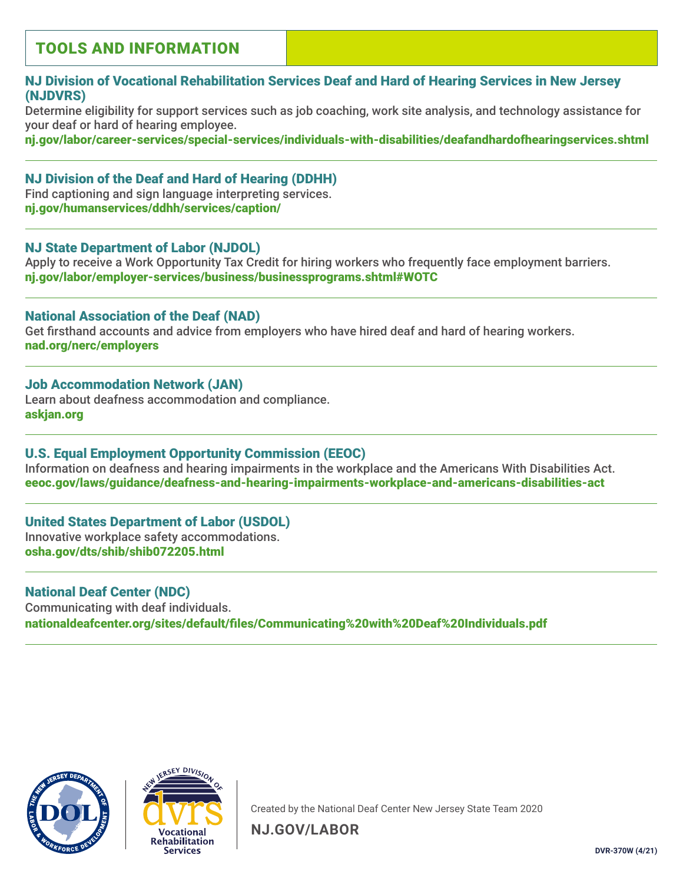## TOOLS AND INFORMATION

### NJ Division of Vocational Rehabilitation Services Deaf and Hard of Hearing Services in New Jersey (NJDVRS)

Determine eligibility for support services such as job coaching, work site analysis, and technology assistance for your deaf or hard of hearing employee.

**nj.gov/labor/career-services/special-services/individuals-with-disabilities/deafandhardofhearingservices.shtml**

---

### NJ Division of the Deaf and Hard of Hearing (DDHH)

Find captioning and sign language interpreting services.

**nj.gov/humanservices/ddhh/services/caption/**

---

### NJ State Department of Labor (NJDOL)

Apply to receive a Work Opportunity Tax Credit for hiring workers who frequently face employment barriers.

**nj.gov/labor/employer-services/business/businessprograms.shtml#WOTC**

---

### National Association of the Deaf (NAD)

Get firsthand accounts and advice from employers who have hired deaf and hard of hearing workers.

**nad.org/nerc/employers**

---

### Job Accommodation Network (JAN)

Learn about deafness accommodation and compliance.

**askjan.org**

---

### U.S. Equal Employment Opportunity Commission (EEOC)

Information on deafness and hearing impairments in the workplace and the Americans With Disabilities Act.

**eeoc.gov/laws/guidance/deafness-and-hearing-impairments-workplace-and-americans-disabilities-act**

---

### United States Department of Labor (USDOL)

Innovative workplace safety accommodations.

**osha.gov/dts/shib/shib072205.html**

---

### National Deaf Center (NDC)

Communicating with deaf individuals.

**nationaldeafcenter.org/sites/default/files/Communicating%20with%20Deaf%20Individuals.pdf**

---

Created by the National Deaf Center New Jersey State Team 2020

**NJ.GOV/LABOR**

DVR-370W (4/21)